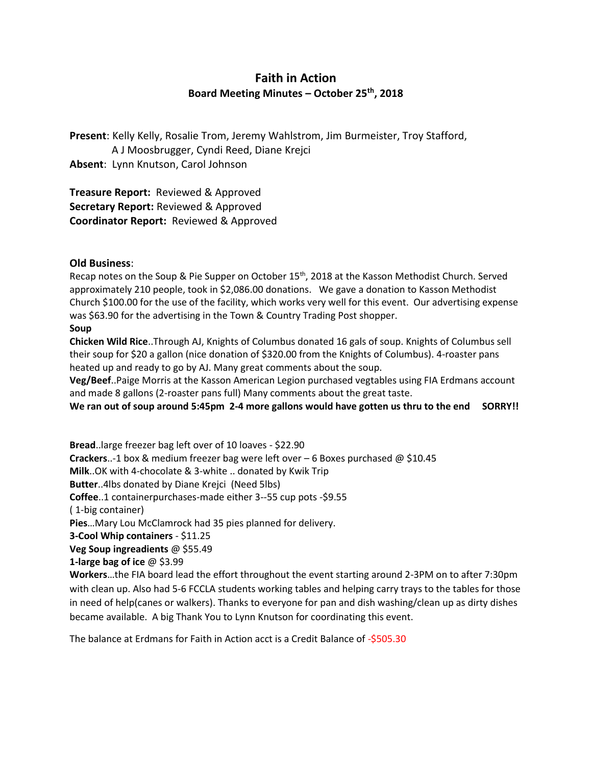# Faith in Action

## Board Meeting Minutes – October 25th, 2018

**Present**: Kelly Kelly, Rosalie Trom, Jeremy Wahlstrom, Jim Burmeister, Troy Stafford, A J Moosbrugger, Cyndi Reed, Diane Krejci
**Absent**: Lynn Knutson, Carol Johnson

**Treasure Report:** Reviewed & Approved
**Secretary Report:** Reviewed & Approved
**Coordinator Report:** Reviewed & Approved

**Old Business**:
Recap notes on the Soup & Pie Supper on October 15th, 2018 at the Kasson Methodist Church. Served approximately 210 people, took in $2,086.00 donations. We gave a donation to Kasson Methodist Church $100.00 for the use of the facility, which works very well for this event. Our advertising expense was $63.90 for the advertising in the Town & Country Trading Post shopper.

**Soup**

**Chicken Wild Rice**..Through AJ, Knights of Columbus donated 16 gals of soup. Knights of Columbus sell their soup for $20 a gallon (nice donation of $320.00 from the Knights of Columbus). 4-roaster pans heated up and ready to go by AJ. Many great comments about the soup.

**Veg/Beef**..Paige Morris at the Kasson American Legion purchased vegtables using FIA Erdmans account and made 8 gallons (2-roaster pans full) Many comments about the great taste.

**We ran out of soup around 5:45pm 2-4 more gallons would have gotten us thru to the end SORRY!!**

**Bread**..large freezer bag left over of 10 loaves - $22.90
**Crackers**..-1 box & medium freezer bag were left over – 6 Boxes purchased @ $10.45
**Milk**..OK with 4-chocolate & 3-white .. donated by Kwik Trip
**Butter**..4lbs donated by Diane Krejci (Need 5lbs)
**Coffee**..1 containerpurchases-made either 3--55 cup pots -$9.55
( 1-big container)
**Pies**…Mary Lou McClamrock had 35 pies planned for delivery.
**3-Cool Whip containers** - $11.25
**Veg Soup ingreadients** @ $55.49
**1-large bag of ice** @ $3.99
**Workers**…the FIA board lead the effort throughout the event starting around 2-3PM on to after 7:30pm with clean up. Also had 5-6 FCCLA students working tables and helping carry trays to the tables for those in need of help(canes or walkers). Thanks to everyone for pan and dish washing/clean up as dirty dishes became available. A big Thank You to Lynn Knutson for coordinating this event.

The balance at Erdmans for Faith in Action acct is a Credit Balance of -$505.30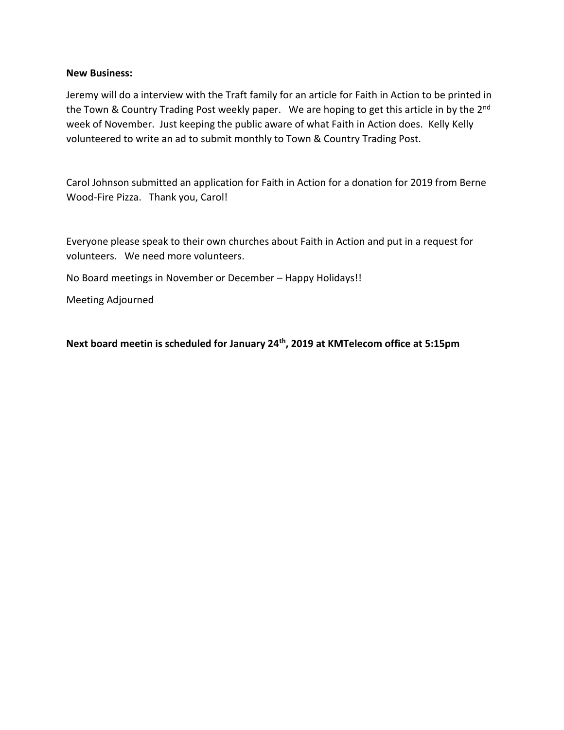**New Business:**

Jeremy will do a interview with the Traft family for an article for Faith in Action to be printed in the Town & Country Trading Post weekly paper. We are hoping to get this article in by the 2nd week of November. Just keeping the public aware of what Faith in Action does. Kelly Kelly volunteered to write an ad to submit monthly to Town & Country Trading Post.

Carol Johnson submitted an application for Faith in Action for a donation for 2019 from Berne Wood-Fire Pizza. Thank you, Carol!

Everyone please speak to their own churches about Faith in Action and put in a request for volunteers. We need more volunteers.

No Board meetings in November or December – Happy Holidays!!

Meeting Adjourned

**Next board meetin is scheduled for January 24th, 2019 at KMTelecom office at 5:15pm**